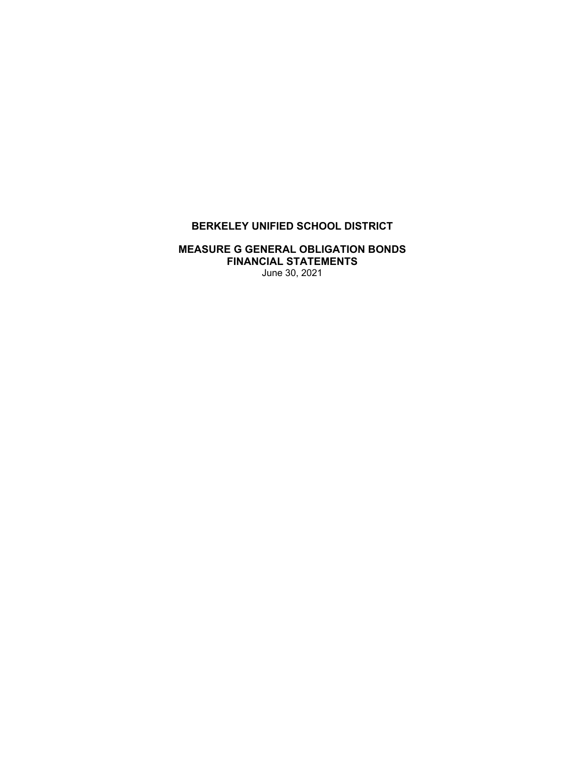# BERKELEY UNIFIED SCHOOL DISTRICT

## MEASURE G GENERAL OBLIGATION BONDS
## FINANCIAL STATEMENTS

June 30, 2021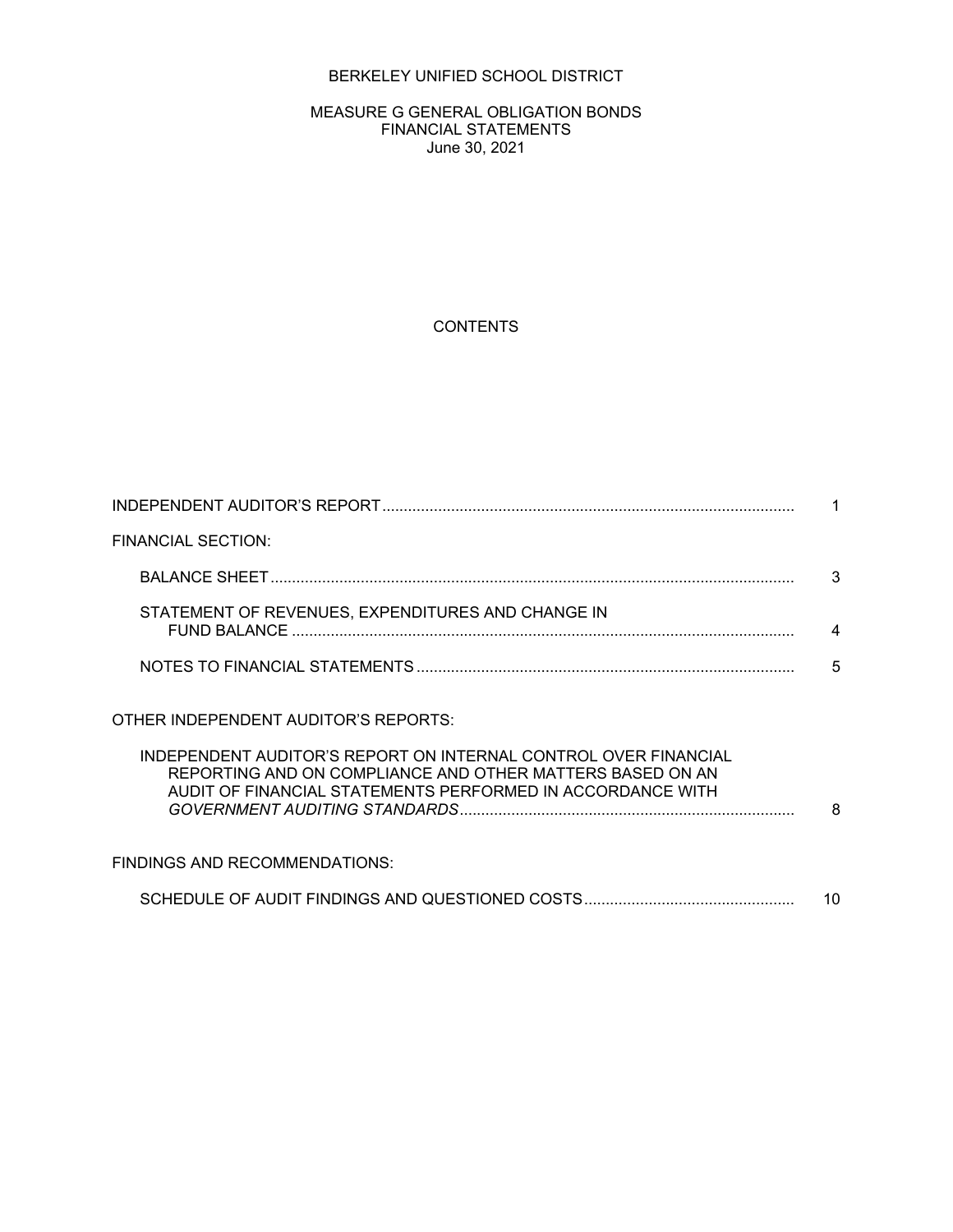# BERKELEY UNIFIED SCHOOL DISTRICT

## MEASURE G GENERAL OBLIGATION BONDS
## FINANCIAL STATEMENTS
## June 30, 2021

### CONTENTS

| | |
|---|---|
| INDEPENDENT AUDITOR'S REPORT | 1 |
| FINANCIAL SECTION: | |
| BALANCE SHEET | 3 |
| STATEMENT OF REVENUES, EXPENDITURES AND CHANGE IN FUND BALANCE | 4 |
| NOTES TO FINANCIAL STATEMENTS | 5 |
| OTHER INDEPENDENT AUDITOR'S REPORTS: | |
| INDEPENDENT AUDITOR'S REPORT ON INTERNAL CONTROL OVER FINANCIAL REPORTING AND ON COMPLIANCE AND OTHER MATTERS BASED ON AN AUDIT OF FINANCIAL STATEMENTS PERFORMED IN ACCORDANCE WITH *GOVERNMENT AUDITING STANDARDS* | 8 |
| FINDINGS AND RECOMMENDATIONS: | |
| SCHEDULE OF AUDIT FINDINGS AND QUESTIONED COSTS | 10 |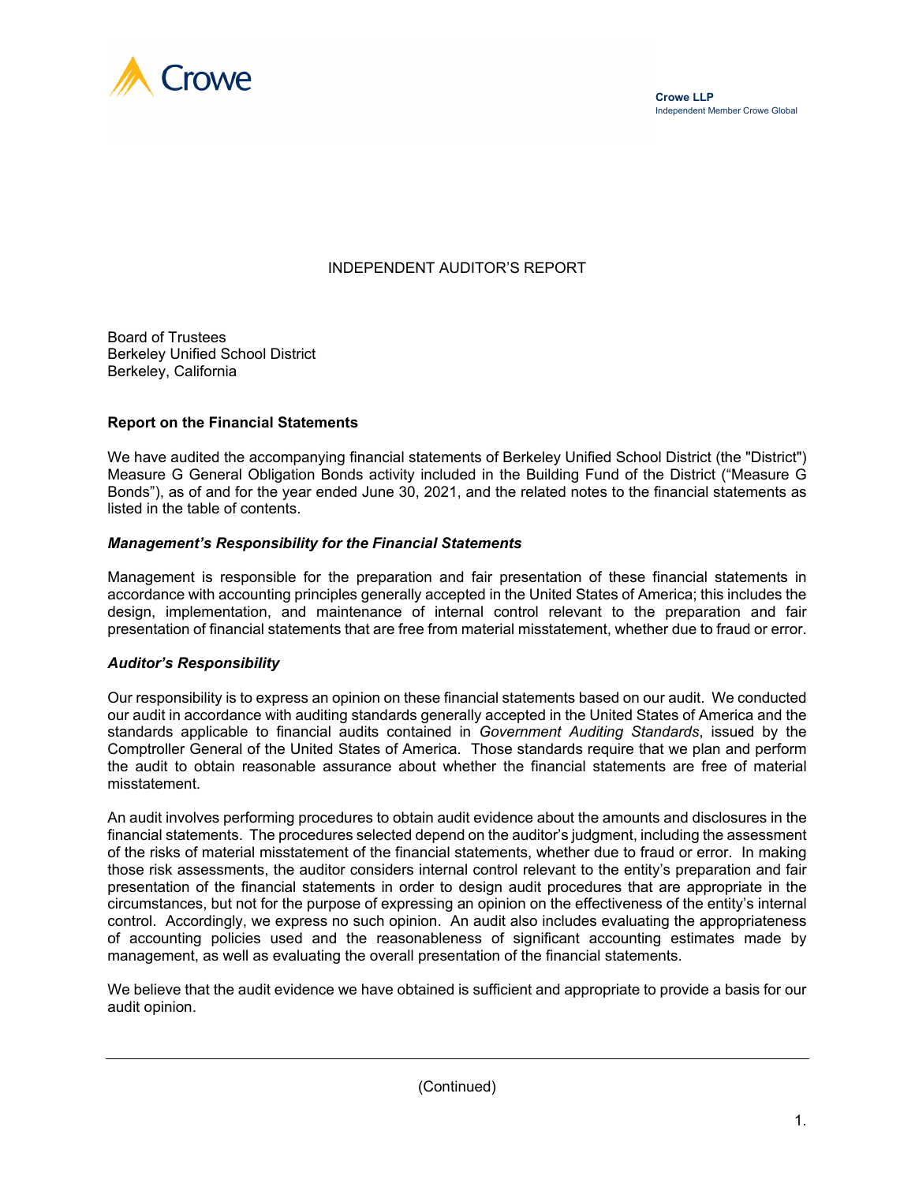Crowe LLP
Independent Member Crowe Global

# INDEPENDENT AUDITOR'S REPORT

Board of Trustees
Berkeley Unified School District
Berkeley, California

**Report on the Financial Statements**

We have audited the accompanying financial statements of Berkeley Unified School District (the "District") Measure G General Obligation Bonds activity included in the Building Fund of the District ("Measure G Bonds"), as of and for the year ended June 30, 2021, and the related notes to the financial statements as listed in the table of contents.

***Management's Responsibility for the Financial Statements***

Management is responsible for the preparation and fair presentation of these financial statements in accordance with accounting principles generally accepted in the United States of America; this includes the design, implementation, and maintenance of internal control relevant to the preparation and fair presentation of financial statements that are free from material misstatement, whether due to fraud or error.

***Auditor's Responsibility***

Our responsibility is to express an opinion on these financial statements based on our audit. We conducted our audit in accordance with auditing standards generally accepted in the United States of America and the standards applicable to financial audits contained in *Government Auditing Standards*, issued by the Comptroller General of the United States of America. Those standards require that we plan and perform the audit to obtain reasonable assurance about whether the financial statements are free of material misstatement.

An audit involves performing procedures to obtain audit evidence about the amounts and disclosures in the financial statements. The procedures selected depend on the auditor's judgment, including the assessment of the risks of material misstatement of the financial statements, whether due to fraud or error. In making those risk assessments, the auditor considers internal control relevant to the entity's preparation and fair presentation of the financial statements in order to design audit procedures that are appropriate in the circumstances, but not for the purpose of expressing an opinion on the effectiveness of the entity's internal control. Accordingly, we express no such opinion. An audit also includes evaluating the appropriateness of accounting policies used and the reasonableness of significant accounting estimates made by management, as well as evaluating the overall presentation of the financial statements.

We believe that the audit evidence we have obtained is sufficient and appropriate to provide a basis for our audit opinion.

(Continued)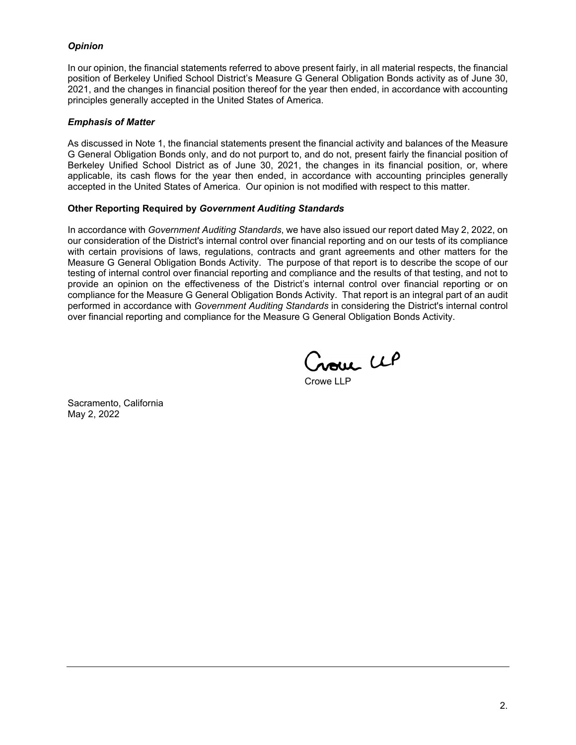### *Opinion*

In our opinion, the financial statements referred to above present fairly, in all material respects, the financial position of Berkeley Unified School District's Measure G General Obligation Bonds activity as of June 30, 2021, and the changes in financial position thereof for the year then ended, in accordance with accounting principles generally accepted in the United States of America.

### *Emphasis of Matter*

As discussed in Note 1, the financial statements present the financial activity and balances of the Measure G General Obligation Bonds only, and do not purport to, and do not, present fairly the financial position of Berkeley Unified School District as of June 30, 2021, the changes in its financial position, or, where applicable, its cash flows for the year then ended, in accordance with accounting principles generally accepted in the United States of America. Our opinion is not modified with respect to this matter.

### Other Reporting Required by *Government Auditing Standards*

In accordance with *Government Auditing Standards*, we have also issued our report dated May 2, 2022, on our consideration of the District's internal control over financial reporting and on our tests of its compliance with certain provisions of laws, regulations, contracts and grant agreements and other matters for the Measure G General Obligation Bonds Activity. The purpose of that report is to describe the scope of our testing of internal control over financial reporting and compliance and the results of that testing, and not to provide an opinion on the effectiveness of the District's internal control over financial reporting or on compliance for the Measure G General Obligation Bonds Activity. That report is an integral part of an audit performed in accordance with *Government Auditing Standards* in considering the District's internal control over financial reporting and compliance for the Measure G General Obligation Bonds Activity.

Crowe LLP

Crowe LLP

Sacramento, California
May 2, 2022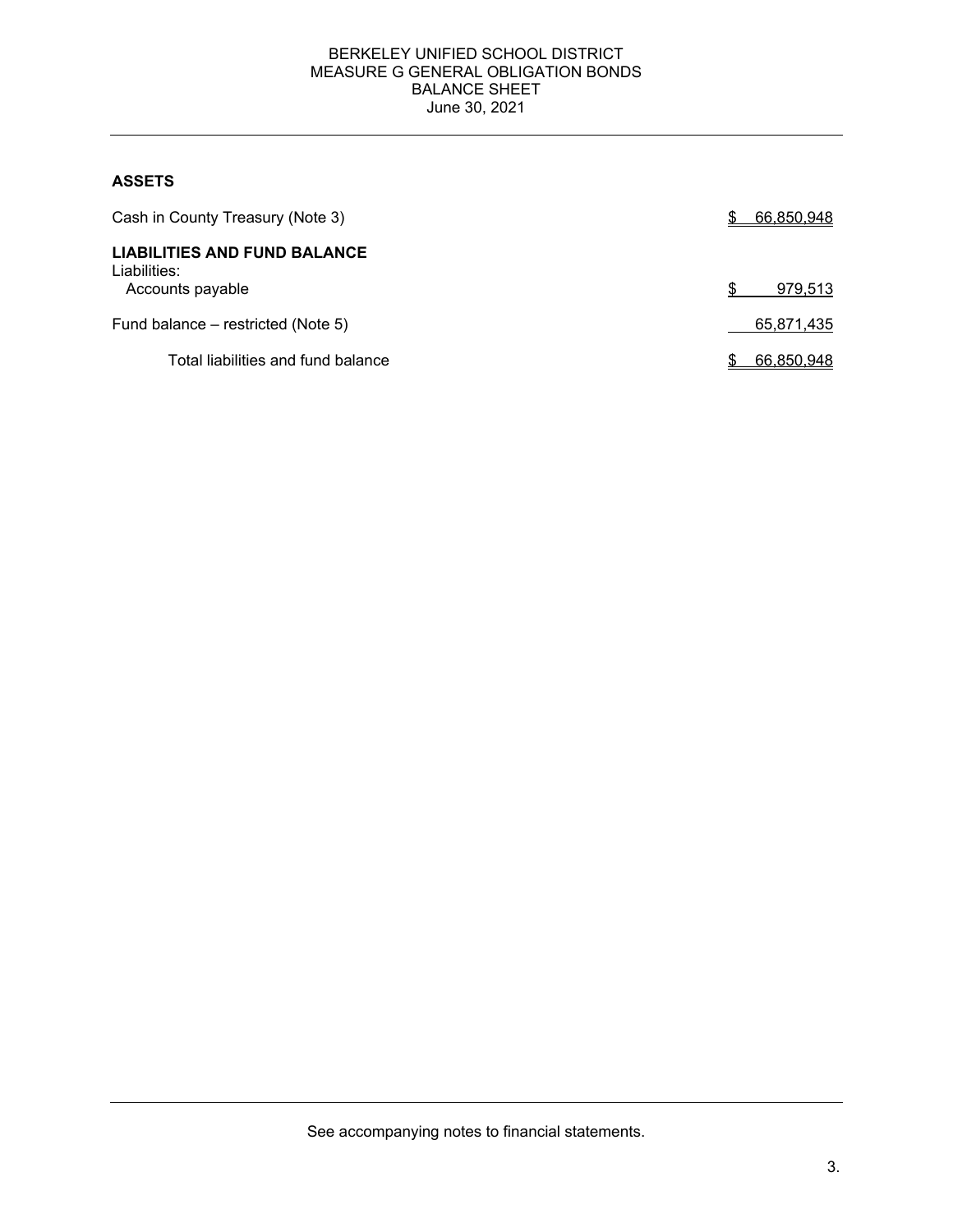BERKELEY UNIFIED SCHOOL DISTRICT
MEASURE G GENERAL OBLIGATION BONDS
BALANCE SHEET
June 30, 2021

| | |
|---|---|
| **ASSETS** | |
| Cash in County Treasury (Note 3) | $ 66,850,948 |
| **LIABILITIES AND FUND BALANCE** | |
| Liabilities: | |
| Accounts payable | $ 979,513 |
| Fund balance – restricted (Note 5) | 65,871,435 |
| Total liabilities and fund balance | $ 66,850,948 |

See accompanying notes to financial statements.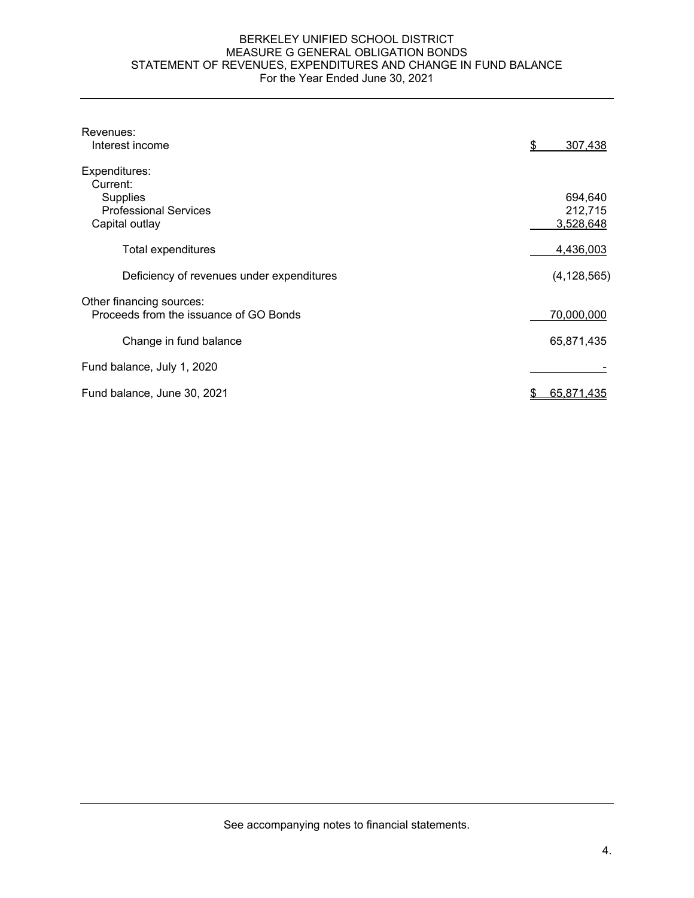# BERKELEY UNIFIED SCHOOL DISTRICT
## MEASURE G GENERAL OBLIGATION BONDS
## STATEMENT OF REVENUES, EXPENDITURES AND CHANGE IN FUND BALANCE
For the Year Ended June 30, 2021

| | |
|---|---|
| Revenues: | |
| Interest income | $ 307,438 |
| Expenditures: | |
| Current: | |
| Supplies | 694,640 |
| Professional Services | 212,715 |
| Capital outlay | 3,528,648 |
| Total expenditures | 4,436,003 |
| Deficiency of revenues under expenditures | (4,128,565) |
| Other financing sources: | |
| Proceeds from the issuance of GO Bonds | 70,000,000 |
| Change in fund balance | 65,871,435 |
| Fund balance, July 1, 2020 | - |
| Fund balance, June 30, 2021 | $ 65,871,435 |

See accompanying notes to financial statements.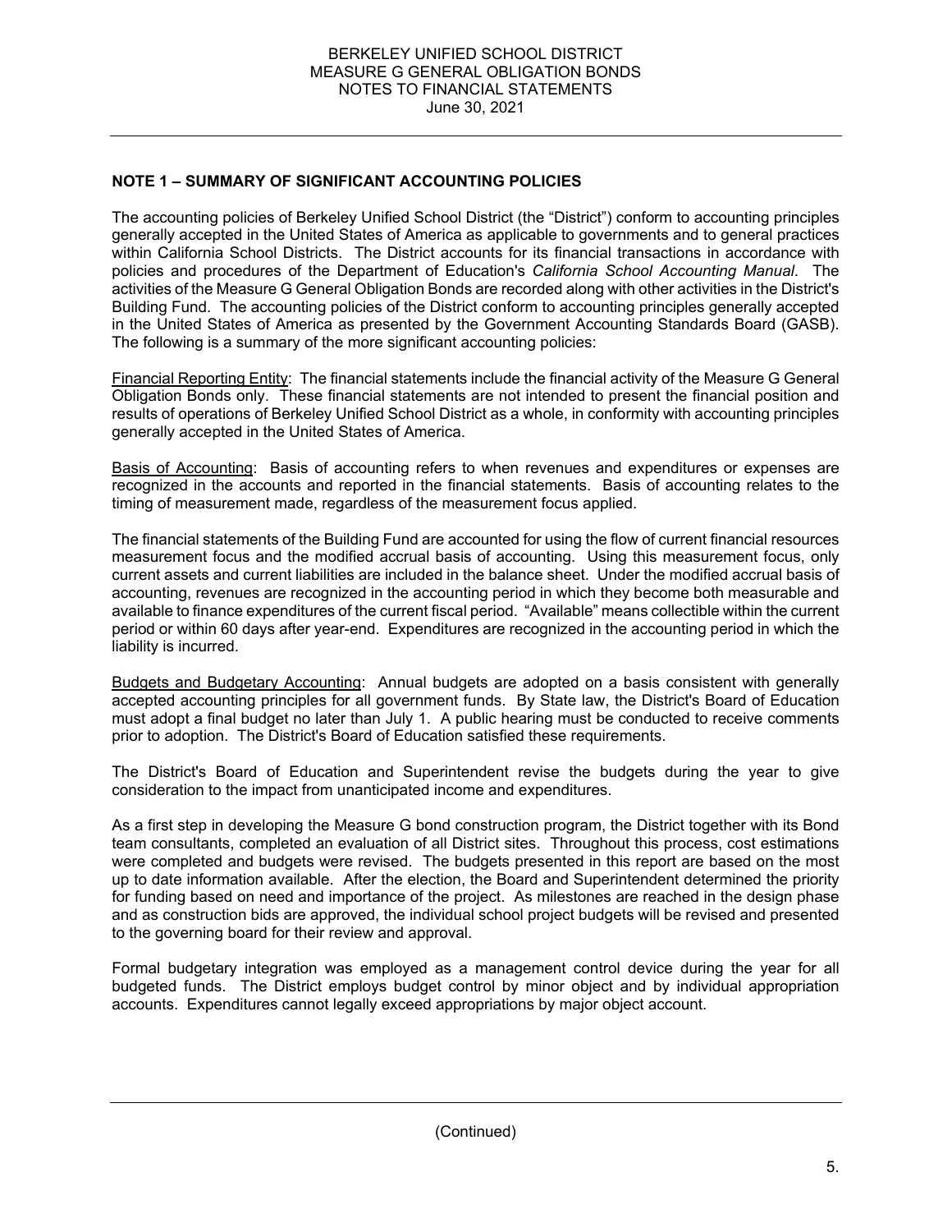## NOTE 1 – SUMMARY OF SIGNIFICANT ACCOUNTING POLICIES

The accounting policies of Berkeley Unified School District (the "District") conform to accounting principles generally accepted in the United States of America as applicable to governments and to general practices within California School Districts. The District accounts for its financial transactions in accordance with policies and procedures of the Department of Education's *California School Accounting Manual*. The activities of the Measure G General Obligation Bonds are recorded along with other activities in the District's Building Fund. The accounting policies of the District conform to accounting principles generally accepted in the United States of America as presented by the Government Accounting Standards Board (GASB). The following is a summary of the more significant accounting policies:

Financial Reporting Entity: The financial statements include the financial activity of the Measure G General Obligation Bonds only. These financial statements are not intended to present the financial position and results of operations of Berkeley Unified School District as a whole, in conformity with accounting principles generally accepted in the United States of America.

Basis of Accounting: Basis of accounting refers to when revenues and expenditures or expenses are recognized in the accounts and reported in the financial statements. Basis of accounting relates to the timing of measurement made, regardless of the measurement focus applied.

The financial statements of the Building Fund are accounted for using the flow of current financial resources measurement focus and the modified accrual basis of accounting. Using this measurement focus, only current assets and current liabilities are included in the balance sheet. Under the modified accrual basis of accounting, revenues are recognized in the accounting period in which they become both measurable and available to finance expenditures of the current fiscal period. "Available" means collectible within the current period or within 60 days after year-end. Expenditures are recognized in the accounting period in which the liability is incurred.

Budgets and Budgetary Accounting: Annual budgets are adopted on a basis consistent with generally accepted accounting principles for all government funds. By State law, the District's Board of Education must adopt a final budget no later than July 1. A public hearing must be conducted to receive comments prior to adoption. The District's Board of Education satisfied these requirements.

The District's Board of Education and Superintendent revise the budgets during the year to give consideration to the impact from unanticipated income and expenditures.

As a first step in developing the Measure G bond construction program, the District together with its Bond team consultants, completed an evaluation of all District sites. Throughout this process, cost estimations were completed and budgets were revised. The budgets presented in this report are based on the most up to date information available. After the election, the Board and Superintendent determined the priority for funding based on need and importance of the project. As milestones are reached in the design phase and as construction bids are approved, the individual school project budgets will be revised and presented to the governing board for their review and approval.

Formal budgetary integration was employed as a management control device during the year for all budgeted funds. The District employs budget control by minor object and by individual appropriation accounts. Expenditures cannot legally exceed appropriations by major object account.

(Continued)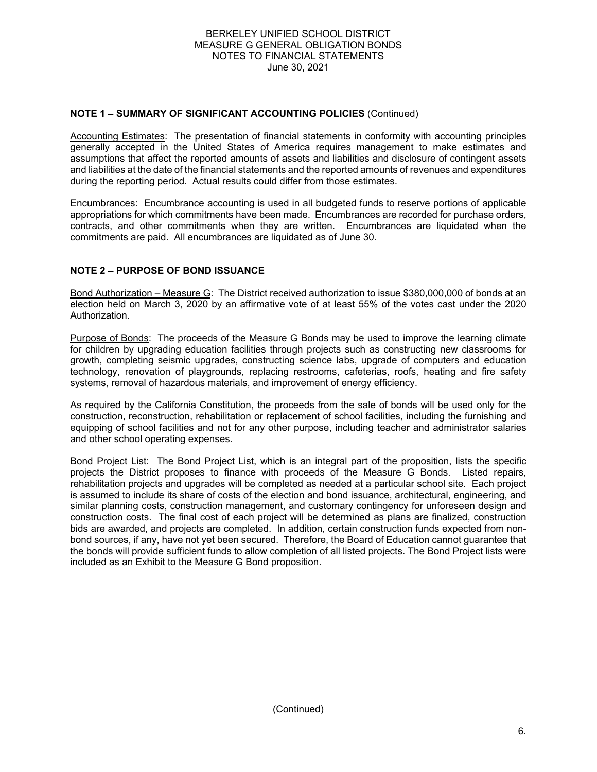## NOTE 1 – SUMMARY OF SIGNIFICANT ACCOUNTING POLICIES (Continued)

Accounting Estimates: The presentation of financial statements in conformity with accounting principles generally accepted in the United States of America requires management to make estimates and assumptions that affect the reported amounts of assets and liabilities and disclosure of contingent assets and liabilities at the date of the financial statements and the reported amounts of revenues and expenditures during the reporting period. Actual results could differ from those estimates.

Encumbrances: Encumbrance accounting is used in all budgeted funds to reserve portions of applicable appropriations for which commitments have been made. Encumbrances are recorded for purchase orders, contracts, and other commitments when they are written. Encumbrances are liquidated when the commitments are paid. All encumbrances are liquidated as of June 30.

## NOTE 2 – PURPOSE OF BOND ISSUANCE

Bond Authorization – Measure G: The District received authorization to issue $380,000,000 of bonds at an election held on March 3, 2020 by an affirmative vote of at least 55% of the votes cast under the 2020 Authorization.

Purpose of Bonds: The proceeds of the Measure G Bonds may be used to improve the learning climate for children by upgrading education facilities through projects such as constructing new classrooms for growth, completing seismic upgrades, constructing science labs, upgrade of computers and education technology, renovation of playgrounds, replacing restrooms, cafeterias, roofs, heating and fire safety systems, removal of hazardous materials, and improvement of energy efficiency.

As required by the California Constitution, the proceeds from the sale of bonds will be used only for the construction, reconstruction, rehabilitation or replacement of school facilities, including the furnishing and equipping of school facilities and not for any other purpose, including teacher and administrator salaries and other school operating expenses.

Bond Project List: The Bond Project List, which is an integral part of the proposition, lists the specific projects the District proposes to finance with proceeds of the Measure G Bonds. Listed repairs, rehabilitation projects and upgrades will be completed as needed at a particular school site. Each project is assumed to include its share of costs of the election and bond issuance, architectural, engineering, and similar planning costs, construction management, and customary contingency for unforeseen design and construction costs. The final cost of each project will be determined as plans are finalized, construction bids are awarded, and projects are completed. In addition, certain construction funds expected from non-bond sources, if any, have not yet been secured. Therefore, the Board of Education cannot guarantee that the bonds will provide sufficient funds to allow completion of all listed projects. The Bond Project lists were included as an Exhibit to the Measure G Bond proposition.

(Continued)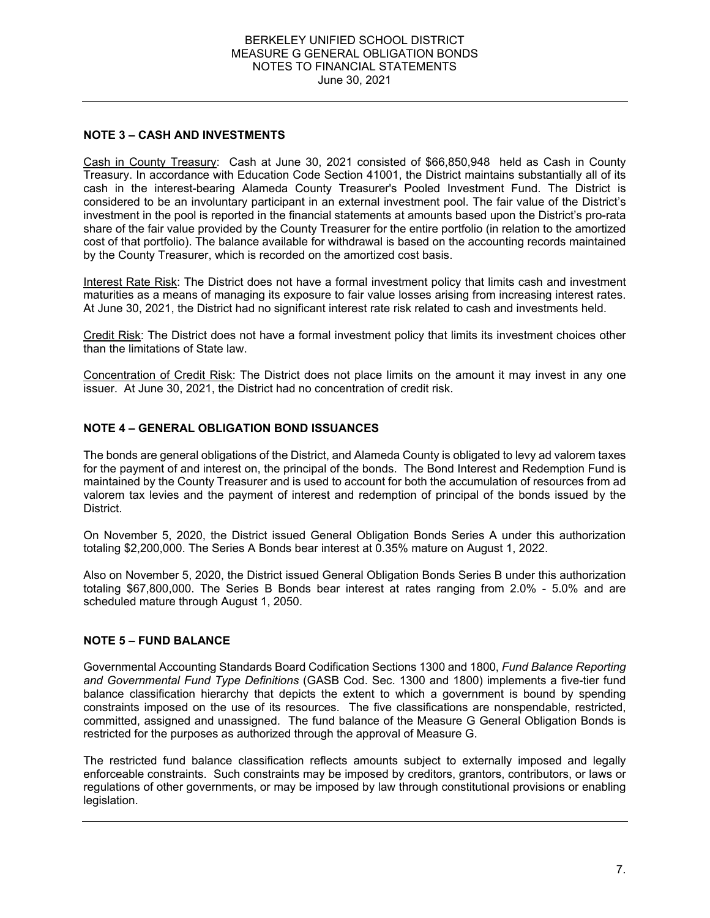## NOTE 3 – CASH AND INVESTMENTS

Cash in County Treasury: Cash at June 30, 2021 consisted of $66,850,948 held as Cash in County Treasury. In accordance with Education Code Section 41001, the District maintains substantially all of its cash in the interest-bearing Alameda County Treasurer's Pooled Investment Fund. The District is considered to be an involuntary participant in an external investment pool. The fair value of the District's investment in the pool is reported in the financial statements at amounts based upon the District's pro-rata share of the fair value provided by the County Treasurer for the entire portfolio (in relation to the amortized cost of that portfolio). The balance available for withdrawal is based on the accounting records maintained by the County Treasurer, which is recorded on the amortized cost basis.

Interest Rate Risk: The District does not have a formal investment policy that limits cash and investment maturities as a means of managing its exposure to fair value losses arising from increasing interest rates. At June 30, 2021, the District had no significant interest rate risk related to cash and investments held.

Credit Risk: The District does not have a formal investment policy that limits its investment choices other than the limitations of State law.

Concentration of Credit Risk: The District does not place limits on the amount it may invest in any one issuer. At June 30, 2021, the District had no concentration of credit risk.

## NOTE 4 – GENERAL OBLIGATION BOND ISSUANCES

The bonds are general obligations of the District, and Alameda County is obligated to levy ad valorem taxes for the payment of and interest on, the principal of the bonds. The Bond Interest and Redemption Fund is maintained by the County Treasurer and is used to account for both the accumulation of resources from ad valorem tax levies and the payment of interest and redemption of principal of the bonds issued by the District.

On November 5, 2020, the District issued General Obligation Bonds Series A under this authorization totaling $2,200,000. The Series A Bonds bear interest at 0.35% mature on August 1, 2022.

Also on November 5, 2020, the District issued General Obligation Bonds Series B under this authorization totaling $67,800,000. The Series B Bonds bear interest at rates ranging from 2.0% - 5.0% and are scheduled mature through August 1, 2050.

## NOTE 5 – FUND BALANCE

Governmental Accounting Standards Board Codification Sections 1300 and 1800, *Fund Balance Reporting and Governmental Fund Type Definitions* (GASB Cod. Sec. 1300 and 1800) implements a five-tier fund balance classification hierarchy that depicts the extent to which a government is bound by spending constraints imposed on the use of its resources. The five classifications are nonspendable, restricted, committed, assigned and unassigned. The fund balance of the Measure G General Obligation Bonds is restricted for the purposes as authorized through the approval of Measure G.

The restricted fund balance classification reflects amounts subject to externally imposed and legally enforceable constraints. Such constraints may be imposed by creditors, grantors, contributors, or laws or regulations of other governments, or may be imposed by law through constitutional provisions or enabling legislation.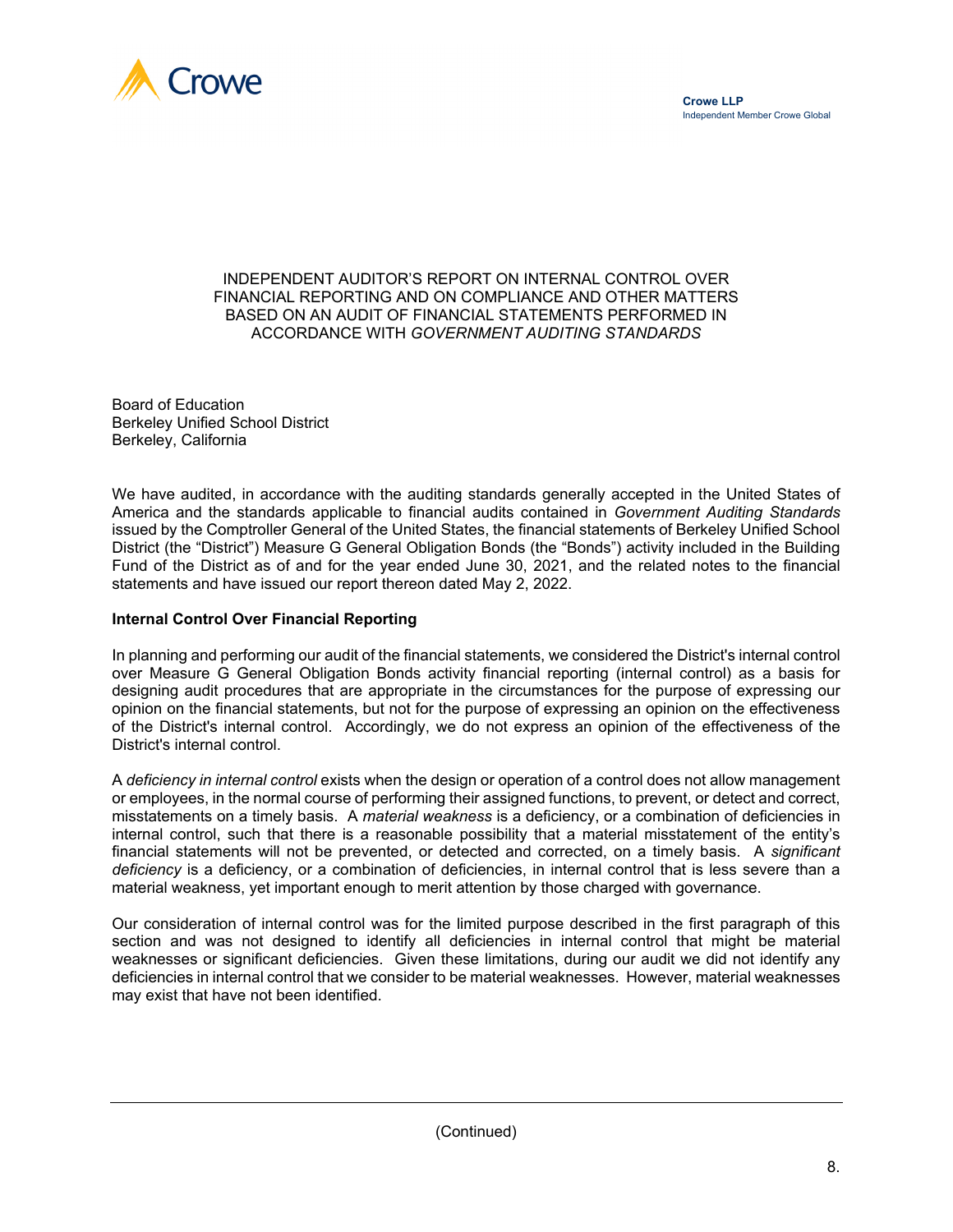Crowe LLP
Independent Member Crowe Global

# INDEPENDENT AUDITOR'S REPORT ON INTERNAL CONTROL OVER FINANCIAL REPORTING AND ON COMPLIANCE AND OTHER MATTERS BASED ON AN AUDIT OF FINANCIAL STATEMENTS PERFORMED IN ACCORDANCE WITH *GOVERNMENT AUDITING STANDARDS*

Board of Education
Berkeley Unified School District
Berkeley, California

We have audited, in accordance with the auditing standards generally accepted in the United States of America and the standards applicable to financial audits contained in *Government Auditing Standards* issued by the Comptroller General of the United States, the financial statements of Berkeley Unified School District (the "District") Measure G General Obligation Bonds (the "Bonds") activity included in the Building Fund of the District as of and for the year ended June 30, 2021, and the related notes to the financial statements and have issued our report thereon dated May 2, 2022.

**Internal Control Over Financial Reporting**

In planning and performing our audit of the financial statements, we considered the District's internal control over Measure G General Obligation Bonds activity financial reporting (internal control) as a basis for designing audit procedures that are appropriate in the circumstances for the purpose of expressing our opinion on the financial statements, but not for the purpose of expressing an opinion on the effectiveness of the District's internal control. Accordingly, we do not express an opinion of the effectiveness of the District's internal control.

A *deficiency in internal control* exists when the design or operation of a control does not allow management or employees, in the normal course of performing their assigned functions, to prevent, or detect and correct, misstatements on a timely basis. A *material weakness* is a deficiency, or a combination of deficiencies in internal control, such that there is a reasonable possibility that a material misstatement of the entity's financial statements will not be prevented, or detected and corrected, on a timely basis. A *significant deficiency* is a deficiency, or a combination of deficiencies, in internal control that is less severe than a material weakness, yet important enough to merit attention by those charged with governance.

Our consideration of internal control was for the limited purpose described in the first paragraph of this section and was not designed to identify all deficiencies in internal control that might be material weaknesses or significant deficiencies. Given these limitations, during our audit we did not identify any deficiencies in internal control that we consider to be material weaknesses. However, material weaknesses may exist that have not been identified.

(Continued)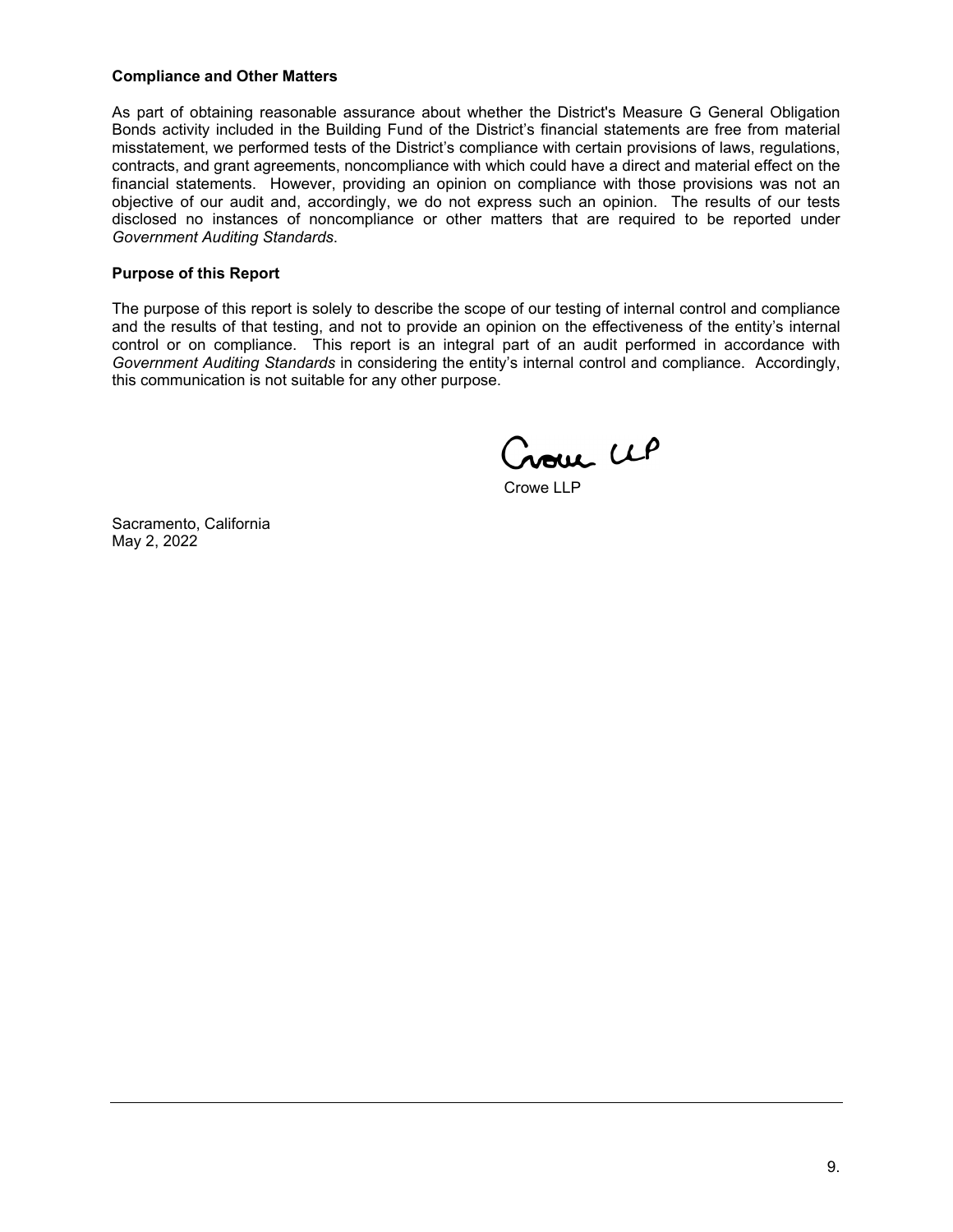**Compliance and Other Matters**

As part of obtaining reasonable assurance about whether the District's Measure G General Obligation Bonds activity included in the Building Fund of the District's financial statements are free from material misstatement, we performed tests of the District's compliance with certain provisions of laws, regulations, contracts, and grant agreements, noncompliance with which could have a direct and material effect on the financial statements. However, providing an opinion on compliance with those provisions was not an objective of our audit and, accordingly, we do not express such an opinion. The results of our tests disclosed no instances of noncompliance or other matters that are required to be reported under *Government Auditing Standards*.

**Purpose of this Report**

The purpose of this report is solely to describe the scope of our testing of internal control and compliance and the results of that testing, and not to provide an opinion on the effectiveness of the entity's internal control or on compliance. This report is an integral part of an audit performed in accordance with *Government Auditing Standards* in considering the entity's internal control and compliance. Accordingly, this communication is not suitable for any other purpose.

Crowe LLP

Crowe LLP

Sacramento, California
May 2, 2022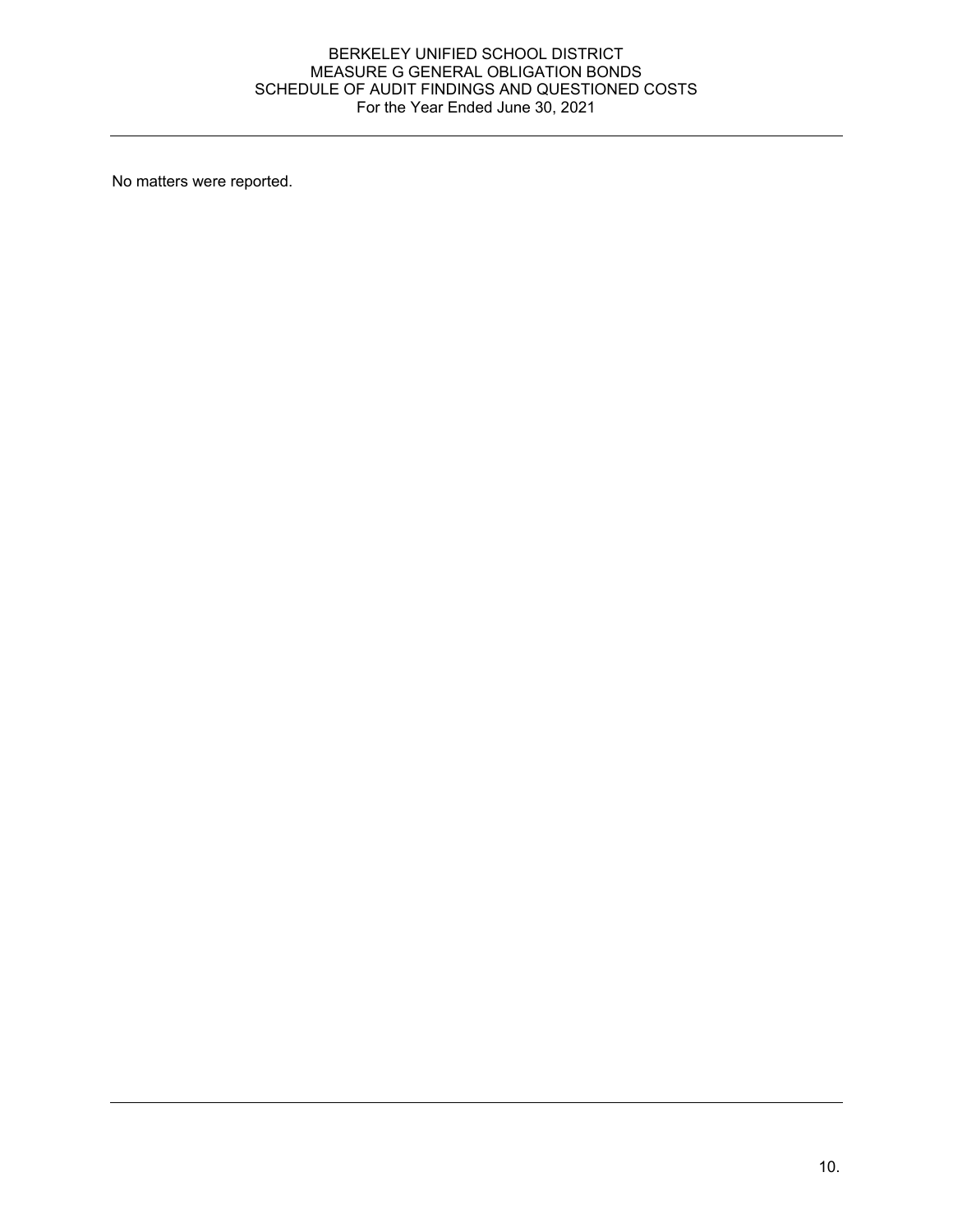# BERKELEY UNIFIED SCHOOL DISTRICT
## MEASURE G GENERAL OBLIGATION BONDS
## SCHEDULE OF AUDIT FINDINGS AND QUESTIONED COSTS
For the Year Ended June 30, 2021

No matters were reported.